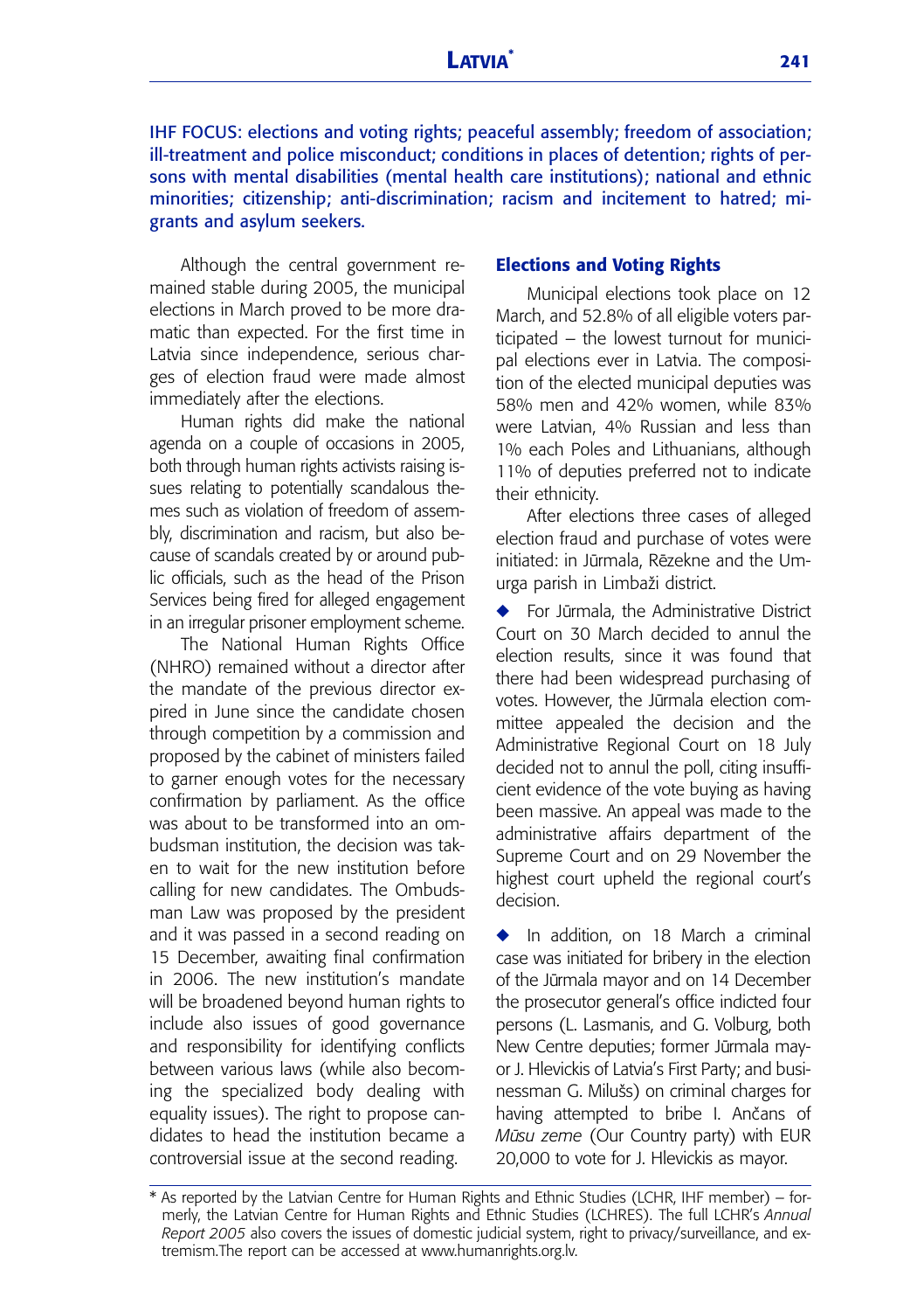# LATVIA[*]

IHF FOCUS: elections and voting rights; peaceful assembly; freedom of association; ill-treatment and police misconduct; conditions in places of detention; rights of persons with mental disabilities (mental health care institutions); national and ethnic minorities; citizenship; anti-discrimination; racism and incitement to hatred; migrants and asylum seekers.

Although the central government remained stable during 2005, the municipal elections in March proved to be more dramatic than expected. For the first time in Latvia since independence, serious charges of election fraud were made almost immediately after the elections.

Human rights did make the national agenda on a couple of occasions in 2005, both through human rights activists raising issues relating to potentially scandalous themes such as violation of freedom of assembly, discrimination and racism, but also because of scandals created by or around public officials, such as the head of the Prison Services being fired for alleged engagement in an irregular prisoner employment scheme.

The National Human Rights Office (NHRO) remained without a director after the mandate of the previous director expired in June since the candidate chosen through competition by a commission and proposed by the cabinet of ministers failed to garner enough votes for the necessary confirmation by parliament. As the office was about to be transformed into an ombudsman institution, the decision was taken to wait for the new institution before calling for new candidates. The Ombudsman Law was proposed by the president and it was passed in a second reading on 15 December, awaiting final confirmation in 2006. The new institution's mandate will be broadened beyond human rights to include also issues of good governance and responsibility for identifying conflicts between various laws (while also becoming the specialized body dealing with equality issues). The right to propose candidates to head the institution became a controversial issue at the second reading.

## Elections and Voting Rights

Municipal elections took place on 12 March, and 52.8% of all eligible voters participated – the lowest turnout for municipal elections ever in Latvia. The composition of the elected municipal deputies was 58% men and 42% women, while 83% were Latvian, 4% Russian and less than 1% each Poles and Lithuanians, although 11% of deputies preferred not to indicate their ethnicity.

After elections three cases of alleged election fraud and purchase of votes were initiated: in Jūrmala, Rēzekne and the Umurga parish in Limbaži district.

- For Jūrmala, the Administrative District Court on 30 March decided to annul the election results, since it was found that there had been widespread purchasing of votes. However, the Jūrmala election committee appealed the decision and the Administrative Regional Court on 18 July decided not to annul the poll, citing insufficient evidence of the vote buying as having been massive. An appeal was made to the administrative affairs department of the Supreme Court and on 29 November the highest court upheld the regional court's decision.

- In addition, on 18 March a criminal case was initiated for bribery in the election of the Jūrmala mayor and on 14 December the prosecutor general's office indicted four persons (L. Lasmanis, and G. Volburg, both New Centre deputies; former Jūrmala mayor J. Hlevickis of Latvia's First Party; and businessman G. Milušs) on criminal charges for having attempted to bribe I. Ančans of *Mūsu zeme* (Our Country party) with EUR 20,000 to vote for J. Hlevickis as mayor.

---

[*] As reported by the Latvian Centre for Human Rights and Ethnic Studies (LCHR, IHF member) – formerly, the Latvian Centre for Human Rights and Ethnic Studies (LCHRES). The full LCHR's *Annual Report 2005* also covers the issues of domestic judicial system, right to privacy/surveillance, and extremism.The report can be accessed at www.humanrights.org.lv.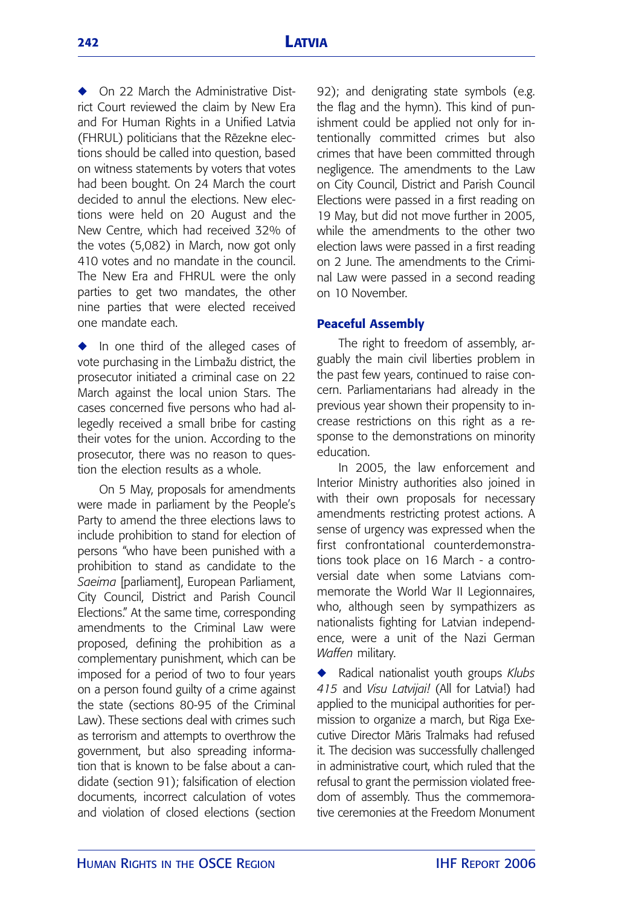◆ On 22 March the Administrative District Court reviewed the claim by New Era and For Human Rights in a Unified Latvia (FHRUL) politicians that the Rēzekne elections should be called into qestion, based on witness statements by voters that votes had been bought. On 24 March the court decided to annul the elections. New elections were held on 20 August and the New Centre, which had received 32% of the votes (5,082) in March, now got only 410 votes and no mandate in the council. The New Era and FHRUL were the only parties to get two mandates, the other nine parties that were elected received one mandate each.

◆ In one third of the alleged cases of vote purchasing in the Limbažu district, the prosecutor initiated a criminal case on 22 March against the local union Stars. The cases concerned five persons who had allegedly received a small bribe for casting their votes for the union. According to the prosecutor, there was no reason to question the election results as a whole.

On 5 May, proposals for amendments were made in parliament by the People's Party to amend the three elections laws to include prohibition to stand for election of persons "who have been punished with a prohibition to stand as candidate to the *Saeima* [parliament], European Parliament, City Council, District and Parish Council Elections." At the same time, corresponding amendments to the Criminal Law were proposed, defining the prohibition as a complementary punishment, which can be imposed for a period of two to four years on a person found guilty of a crime against the state (sections 80-95 of the Criminal Law). These sections deal with crimes such as terrorism and attempts to overthrow the government, but also spreading information that is known to be false about a candidate (section 91); falsification of election documents, incorrect calculation of votes and violation of closed elections (section 92); and denigrating state symbols (e.g. the flag and the hymn). This kind of punishment could be applied not only for intentionally committed crimes but also crimes that have been committed through negligence. The amendments to the Law on City Council, District and Parish Council Elections were passed in a first reading on 19 May, but did not move further in 2005, while the amendments to the other two election laws were passed in a first reading on 2 June. The amendments to the Criminal Law were passed in a second reading on 10 November.

## Peaceful Assembly

The right to freedom of assembly, arguably the main civil liberties problem in the past few years, continued to raise concern. Parliamentarians had already in the previous year shown their propensity to increase restrictions on this right as a response to the demonstrations on minority education.

In 2005, the law enforcement and Interior Ministry authorities also joined in with their own proposals for necessary amendments restricting protest actions. A sense of urgency was expressed when the first confrontational counterdemonstrations took place on 16 March - a controversial date when some Latvians commemorate the World War II Legionnaires, who, although seen by sympathizers as nationalists fighting for Latvian independence, were a unit of the Nazi German *Waffen* military.

◆ Radical nationalist youth groups *Klubs 415* and *Visu Latvijai!* (All for Latvia!) had applied to the municipal authorities for permission to organize a march, but Riga Executive Director Māris Tralmaks had refused it. The decision was successfully challenged in administrative court, which ruled that the refusal to grant the permission violated freedom of assembly. Thus the commemorative ceremonies at the Freedom Monument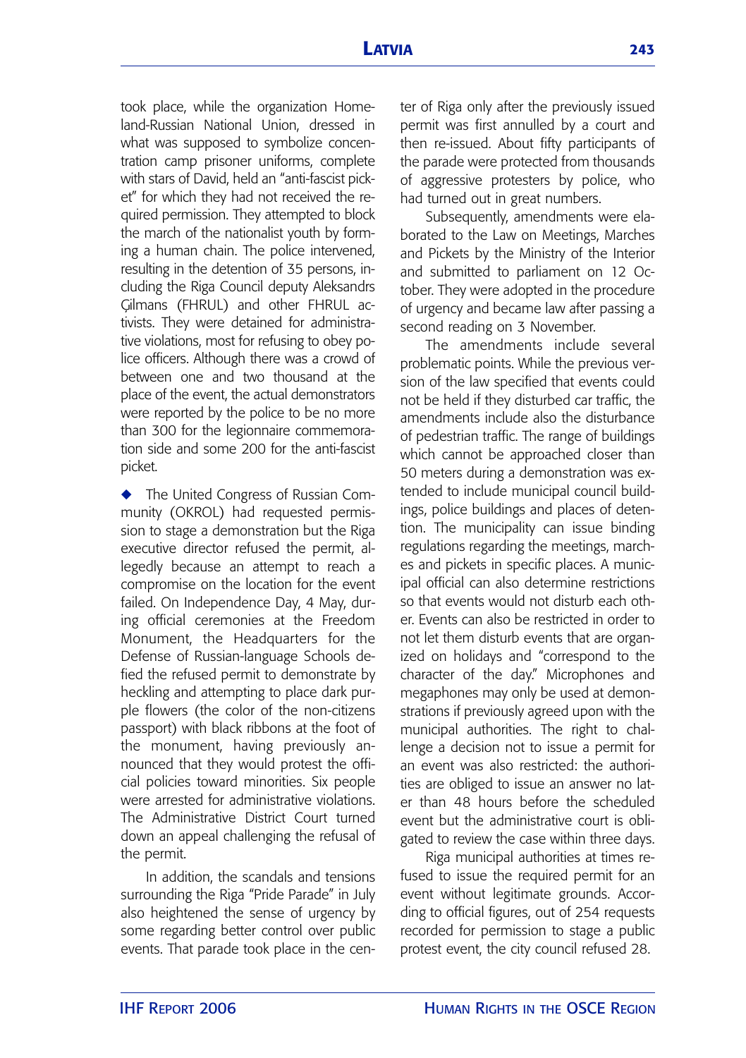took place, while the organization Homeland-Russian National Union, dressed in what was supposed to symbolize concentration camp prisoner uniforms, complete with stars of David, held an "anti-fascist picket" for which they had not received the required permission. They attempted to block the march of the nationalist youth by forming a human chain. The police intervened, resulting in the detention of 35 persons, including the Riga Council deputy Aleksandrs Gilmans (FHRUL) and other FHRUL activists. They were detained for administrative violations, most for refusing to obey police officers. Although there was a crowd of between one and two thousand at the place of the event, the actual demonstrators were reported by the police to be no more than 300 for the legionnaire commemoration side and some 200 for the anti-fascist picket.

- The United Congress of Russian Community (OKROL) had requested permission to stage a demonstration but the Riga executive director refused the permit, allegedly because an attempt to reach a compromise on the location for the event failed. On Independence Day, 4 May, during official ceremonies at the Freedom Monument, the Headquarters for the Defense of Russian-language Schools defied the refused permit to demonstrate by heckling and attempting to place dark purple flowers (the color of the non-citizens passport) with black ribbons at the foot of the monument, having previously announced that they would protest the official policies toward minorities. Six people were arrested for administrative violations. The Administrative District Court turned down an appeal challenging the refusal of the permit.

In addition, the scandals and tensions surrounding the Riga "Pride Parade" in July also heightened the sense of urgency by some regarding better control over public events. That parade took place in the center of Riga only after the previously issued permit was first annulled by a court and then re-issued. About fifty participants of the parade were protected from thousands of aggressive protesters by police, who had turned out in great numbers.

Subsequently, amendments were elaborated to the Law on Meetings, Marches and Pickets by the Ministry of the Interior and submitted to parliament on 12 October. They were adopted in the procedure of urgency and became law after passing a second reading on 3 November.

The amendments include several problematic points. While the previous version of the law specified that events could not be held if they disturbed car traffic, the amendments include also the disturbance of pedestrian traffic. The range of buildings which cannot be approached closer than 50 meters during a demonstration was extended to include municipal council buildings, police buildings and places of detention. The municipality can issue binding regulations regarding the meetings, marches and pickets in specific places. A municipal official can also determine restrictions so that events would not disturb each other. Events can also be restricted in order to not let them disturb events that are organized on holidays and "correspond to the character of the day." Microphones and megaphones may only be used at demonstrations if previously agreed upon with the municipal authorities. The right to challenge a decision not to issue a permit for an event was also restricted: the authorities are obliged to issue an answer no later than 48 hours before the scheduled event but the administrative court is obligated to review the case within three days.

Riga municipal authorities at times refused to issue the required permit for an event without legitimate grounds. According to official figures, out of 254 requests recorded for permission to stage a public protest event, the city council refused 28.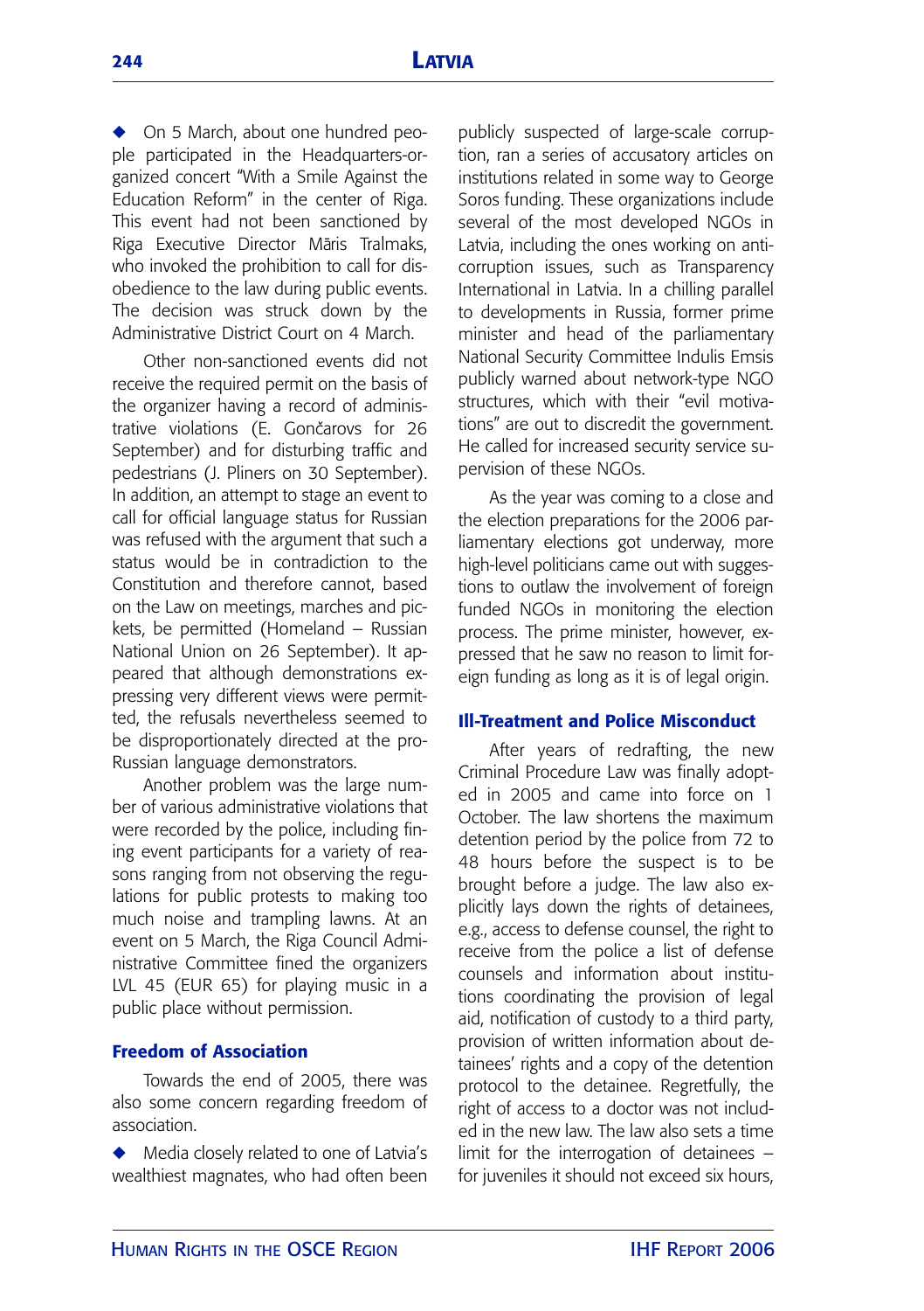◆ On 5 March, about one hundred people participated in the Headquarters-organized concert "With a Smile Against the Education Reform" in the center of Riga. This event had not been sanctioned by Riga Executive Director Māris Tralmaks, who invoked the prohibition to call for disobedience to the law during public events. The decision was struck down by the Administrative District Court on 4 March.

Other non-sanctioned events did not receive the required permit on the basis of the organizer having a record of administrative violations (E. Gončarovs for 26 September) and for disturbing traffic and pedestrians (J. Pliners on 30 September). In addition, an attempt to stage an event to call for official language status for Russian was refused with the argument that such a status would be in contradiction to the Constitution and therefore cannot, based on the Law on meetings, marches and pickets, be permitted (Homeland – Russian National Union on 26 September). It appeared that although demonstrations expressing very different views were permitted, the refusals nevertheless seemed to be disproportionately directed at the pro-Russian language demonstrators.

Another problem was the large number of various administrative violations that were recorded by the police, including fining event participants for a variety of reasons ranging from not observing the regulations for public protests to making too much noise and trampling lawns. At an event on 5 March, the Riga Council Administrative Committee fined the organizers LVL 45 (EUR 65) for playing music in a public place without permission.

## Freedom of Association

Towards the end of 2005, there was also some concern regarding freedom of association.

◆ Media closely related to one of Latvia's wealthiest magnates, who had often been publicly suspected of large-scale corruption, ran a series of accusatory articles on institutions related in some way to George Soros funding. These organizations include several of the most developed NGOs in Latvia, including the ones working on anti-corruption issues, such as Transparency International in Latvia. In a chilling parallel to developments in Russia, former prime minister and head of the parliamentary National Security Committee Indulis Emsis publicly warned about network-type NGO structures, which with their "evil motivations" are out to discredit the government. He called for increased security service supervision of these NGOs.

As the year was coming to a close and the election preparations for the 2006 parliamentary elections got underway, more high-level politicians came out with suggestions to outlaw the involvement of foreign funded NGOs in monitoring the election process. The prime minister, however, expressed that he saw no reason to limit foreign funding as long as it is of legal origin.

## Ill-Treatment and Police Misconduct

After years of redrafting, the new Criminal Procedure Law was finally adopted in 2005 and came into force on 1 October. The law shortens the maximum detention period by the police from 72 to 48 hours before the suspect is to be brought before a judge. The law also explicitly lays down the rights of detainees, e.g., access to defense counsel, the right to receive from the police a list of defense counsels and information about institutions coordinating the provision of legal aid, notification of custody to a third party, provision of written information about detainees' rights and a copy of the detention protocol to the detainee. Regretfully, the right of access to a doctor was not included in the new law. The law also sets a time limit for the interrogation of detainees – for juveniles it should not exceed six hours,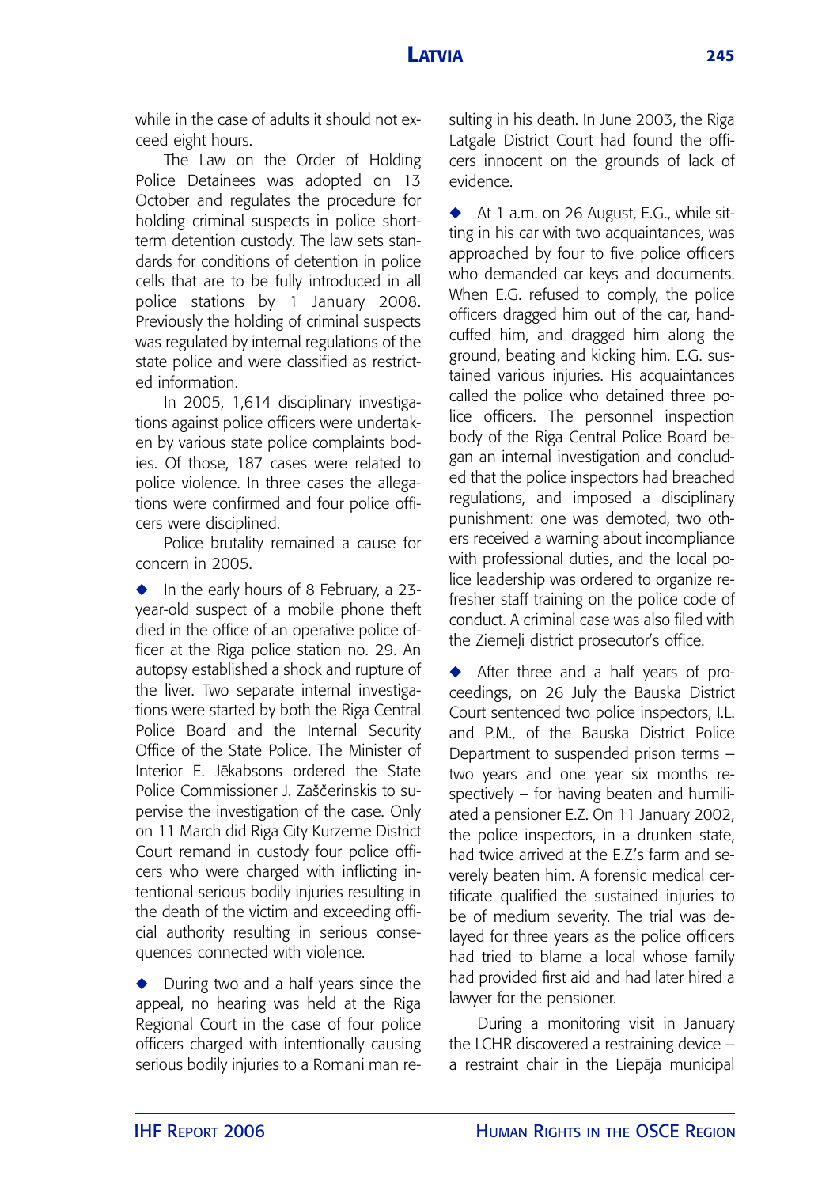while in the case of adults it should not exceed eight hours.

The Law on the Order of Holding Police Detainees was adopted on 13 October and regulates the procedure for holding criminal suspects in police short-term detention custody. The law sets standards for conditions of detention in police cells that are to be fully introduced in all police stations by 1 January 2008. Previously the holding of criminal suspects was regulated by internal regulations of the state police and were classified as restricted information.

In 2005, 1,614 disciplinary investigations against police officers were undertaken by various state police complaints bodies. Of those, 187 cases were related to police violence. In three cases the allegations were confirmed and four police officers were disciplined.

Police brutality remained a cause for concern in 2005.

- In the early hours of 8 February, a 23-year-old suspect of a mobile phone theft died in the office of an operative police officer at the Riga police station no. 29. An autopsy established a shock and rupture of the liver. Two separate internal investigations were started by both the Riga Central Police Board and the Internal Security Office of the State Police. The Minister of Interior E. Jēkabsons ordered the State Police Commissioner J. Zaščerinskis to supervise the investigation of the case. Only on 11 March did Riga City Kurzeme District Court remand in custody four police officers who were charged with inflicting intentional serious bodily injuries resulting in the death of the victim and exceeding official authority resulting in serious consequences connected with violence.

- During two and a half years since the appeal, no hearing was held at the Riga Regional Court in the case of four police officers charged with intentionally causing serious bodily injuries to a Romani man resulting in his death. In June 2003, the Riga Latgale District Court had found the officers innocent on the grounds of lack of evidence.

- At 1 a.m. on 26 August, E.G., while sitting in his car with two acquaintances, was approached by four to five police officers who demanded car keys and documents. When E.G. refused to comply, the police officers dragged him out of the car, handcuffed him, and dragged him along the ground, beating and kicking him. E.G. sustained various injuries. His acquaintances called the police who detained three police officers. The personnel inspection body of the Riga Central Police Board began an internal investigation and concluded that the police inspectors had breached regulations, and imposed a disciplinary punishment: one was demoted, two others received a warning about incompliance with professional duties, and the local police leadership was ordered to organize refresher staff training on the police code of conduct. A criminal case was also filed with the Ziemeļi district prosecutor's office.

- After three and a half years of proceedings, on 26 July the Bauska District Court sentenced two police inspectors, I.L. and P.M., of the Bauska District Police Department to suspended prison terms – two years and one year six months respectively – for having beaten and humiliated a pensioner E.Z. On 11 January 2002, the police inspectors, in a drunken state, had twice arrived at the E.Z.'s farm and severely beaten him. A forensic medical certificate qualified the sustained injuries to be of medium severity. The trial was delayed for three years as the police officers had tried to blame a local whose family had provided first aid and had later hired a lawyer for the pensioner.

During a monitoring visit in January the LCHR discovered a restraining device – a restraint chair in the Liepāja municipal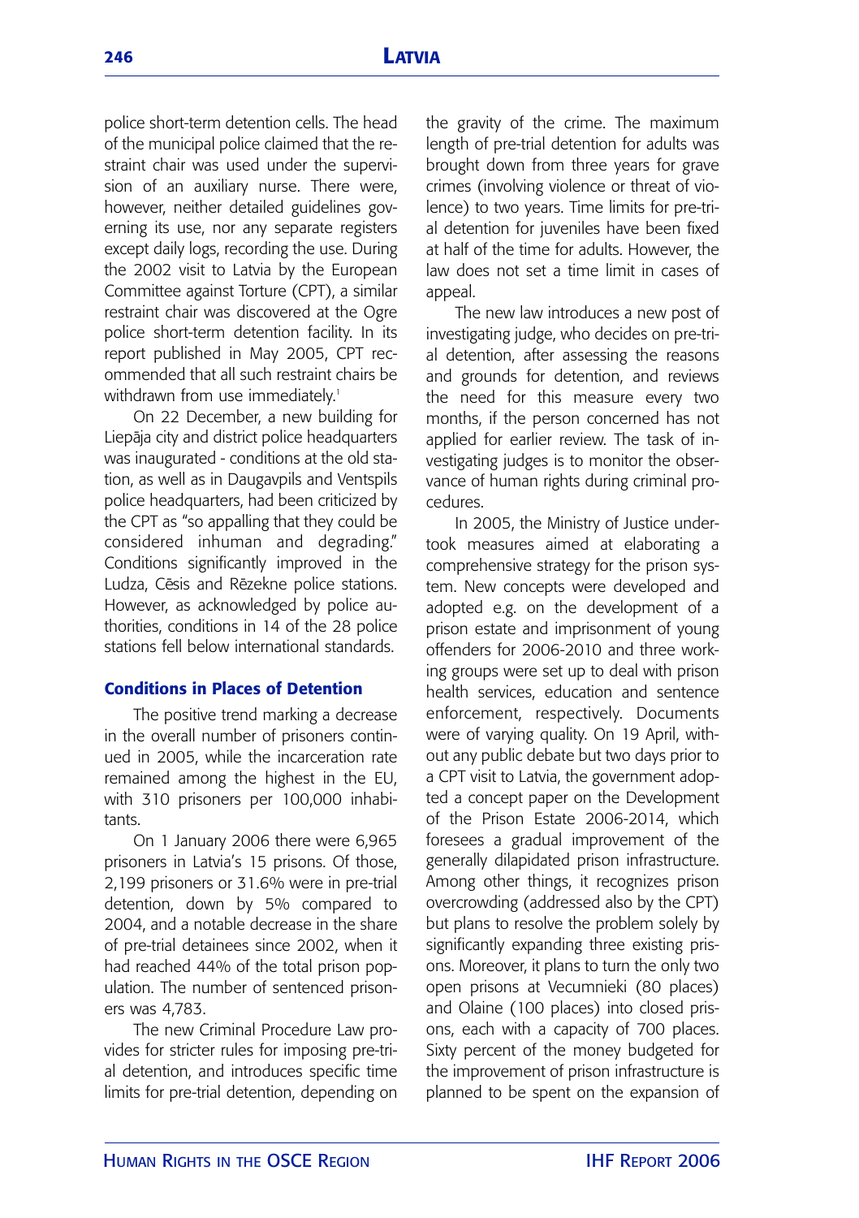police short-term detention cells. The head of the municipal police claimed that the restraint chair was used under the supervision of an auxiliary nurse. There were, however, neither detailed guidelines governing its use, nor any separate registers except daily logs, recording the use. During the 2002 visit to Latvia by the European Committee against Torture (CPT), a similar restraint chair was discovered at the Ogre police short-term detention facility. In its report published in May 2005, CPT recommended that all such restraint chairs be withdrawn from use immediately.[1]

On 22 December, a new building for Liepāja city and district police headquarters was inaugurated - conditions at the old station, as well as in Daugavpils and Ventspils police headquarters, had been criticized by the CPT as "so appalling that they could be considered inhuman and degrading." Conditions significantly improved in the Ludza, Cēsis and Rēzekne police stations. However, as acknowledged by police authorities, conditions in 14 of the 28 police stations fell below international standards.

### Conditions in Places of Detention

The positive trend marking a decrease in the overall number of prisoners continued in 2005, while the incarceration rate remained among the highest in the EU, with 310 prisoners per 100,000 inhabitants.

On 1 January 2006 there were 6,965 prisoners in Latvia's 15 prisons. Of those, 2,199 prisoners or 31.6% were in pre-trial detention, down by 5% compared to 2004, and a notable decrease in the share of pre-trial detainees since 2002, when it had reached 44% of the total prison population. The number of sentenced prisoners was 4,783.

The new Criminal Procedure Law provides for stricter rules for imposing pre-trial detention, and introduces specific time limits for pre-trial detention, depending on the gravity of the crime. The maximum length of pre-trial detention for adults was brought down from three years for grave crimes (involving violence or threat of violence) to two years. Time limits for pre-trial detention for juveniles have been fixed at half of the time for adults. However, the law does not set a time limit in cases of appeal.

The new law introduces a new post of investigating judge, who decides on pre-trial detention, after assessing the reasons and grounds for detention, and reviews the need for this measure every two months, if the person concerned has not applied for earlier review. The task of investigating judges is to monitor the observance of human rights during criminal procedures.

In 2005, the Ministry of Justice undertook measures aimed at elaborating a comprehensive strategy for the prison system. New concepts were developed and adopted e.g. on the development of a prison estate and imprisonment of young offenders for 2006-2010 and three working groups were set up to deal with prison health services, education and sentence enforcement, respectively. Documents were of varying quality. On 19 April, without any public debate but two days prior to a CPT visit to Latvia, the government adopted a concept paper on the Development of the Prison Estate 2006-2014, which foresees a gradual improvement of the generally dilapidated prison infrastructure. Among other things, it recognizes prison overcrowding (addressed also by the CPT) but plans to resolve the problem solely by significantly expanding three existing prisons. Moreover, it plans to turn the only two open prisons at Vecumnieki (80 places) and Olaine (100 places) into closed prisons, each with a capacity of 700 places. Sixty percent of the money budgeted for the improvement of prison infrastructure is planned to be spent on the expansion of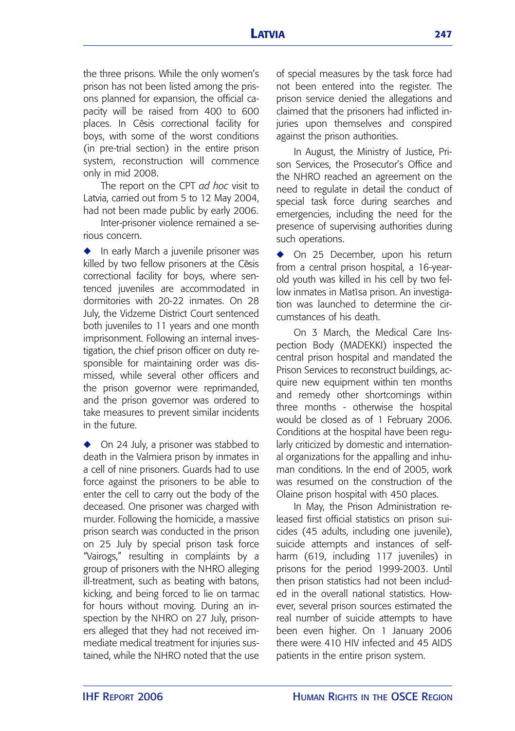the three prisons. While the only women's prison has not been listed among the prisons planned for expansion, the official capacity will be raised from 400 to 600 places. In Cēsis correctional facility for boys, with some of the worst conditions (in pre-trial section) in the entire prison system, reconstruction will commence only in mid 2008.

The report on the CPT *ad hoc* visit to Latvia, carried out from 5 to 12 May 2004, had not been made public by early 2006.

Inter-prisoner violence remained a serious concern.

◆ In early March a juvenile prisoner was killed by two fellow prisoners at the Cēsis correctional facility for boys, where sentenced juveniles are accommodated in dormitories with 20-22 inmates. On 28 July, the Vidzeme District Court sentenced both juveniles to 11 years and one month imprisonment. Following an internal investigation, the chief prison officer on duty responsible for maintaining order was dismissed, while several other officers and the prison governor were reprimanded, and the prison governor was ordered to take measures to prevent similar incidents in the future.

◆ On 24 July, a prisoner was stabbed to death in the Valmiera prison by inmates in a cell of nine prisoners. Guards had to use force against the prisoners to be able to enter the cell to carry out the body of the deceased. One prisoner was charged with murder. Following the homicide, a massive prison search was conducted in the prison on 25 July by special prison task force "Vairogs," resulting in complaints by a group of prisoners with the NHRO alleging ill-treatment, such as beating with batons, kicking, and being forced to lie on tarmac for hours without moving. During an inspection by the NHRO on 27 July, prisoners alleged that they had not received immediate medical treatment for injuries sustained, while the NHRO noted that the use of special measures by the task force had not been entered into the register. The prison service denied the allegations and claimed that the prisoners had inflicted injuries upon themselves and conspired against the prison authorities.

In August, the Ministry of Justice, Prison Services, the Prosecutor's Office and the NHRO reached an agreement on the need to regulate in detail the conduct of special task force during searches and emergencies, including the need for the presence of supervising authorities during such operations.

◆ On 25 December, upon his return from a central prison hospital, a 16-year-old youth was killed in his cell by two fellow inmates in Matīsa prison. An investigation was launched to determine the circumstances of his death.

On 3 March, the Medical Care Inspection Body (MADEKKI) inspected the central prison hospital and mandated the Prison Services to reconstruct buildings, acquire new equipment within ten months and remedy other shortcomings within three months - otherwise the hospital would be closed as of 1 February 2006. Conditions at the hospital have been regularly criticized by domestic and international organizations for the appalling and inhuman conditions. In the end of 2005, work was resumed on the construction of the Olaine prison hospital with 450 places.

In May, the Prison Administration released first official statistics on prison suicides (45 adults, including one juvenile), suicide attempts and instances of self-harm (619, including 117 juveniles) in prisons for the period 1999-2003. Until then prison statistics had not been included in the overall national statistics. However, several prison sources estimated the real number of suicide attempts to have been even higher. On 1 January 2006 there were 410 HIV infected and 45 AIDS patients in the entire prison system.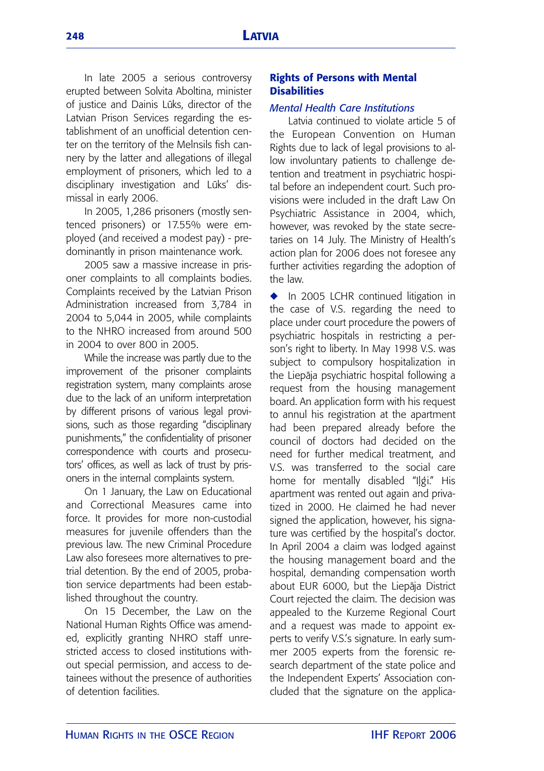In late 2005 a serious controversy erupted between Solvita Aboltina, minister of justice and Dainis Lūks, director of the Latvian Prison Services regarding the establishment of an unofficial detention center on the territory of the Melnsils fish cannery by the latter and allegations of illegal employment of prisoners, which led to a disciplinary investigation and Lūks' dismissal in early 2006.

In 2005, 1,286 prisoners (mostly sentenced prisoners) or 17.55% were employed (and received a modest pay) - predominantly in prison maintenance work.

2005 saw a massive increase in prisoner complaints to all complaints bodies. Complaints received by the Latvian Prison Administration increased from 3,784 in 2004 to 5,044 in 2005, while complaints to the NHRO increased from around 500 in 2004 to over 800 in 2005.

While the increase was partly due to the improvement of the prisoner complaints registration system, many complaints arose due to the lack of an uniform interpretation by different prisons of various legal provisions, such as those regarding "disciplinary punishments," the confidentiality of prisoner correspondence with courts and prosecutors' offices, as well as lack of trust by prisoners in the internal complaints system.

On 1 January, the Law on Educational and Correctional Measures came into force. It provides for more non-custodial measures for juvenile offenders than the previous law. The new Criminal Procedure Law also foresees more alternatives to pretrial detention. By the end of 2005, probation service departments had been established throughout the country.

On 15 December, the Law on the National Human Rights Office was amended, explicitly granting NHRO staff unrestricted access to closed institutions without special permission, and access to detainees without the presence of authorities of detention facilities.

## Rights of Persons with Mental Disabilities

### *Mental Health Care Institutions*

Latvia continued to violate article 5 of the European Convention on Human Rights due to lack of legal provisions to allow involuntary patients to challenge detention and treatment in psychiatric hospital before an independent court. Such provisions were included in the draft Law On Psychiatric Assistance in 2004, which, however, was revoked by the state secretaries on 14 July. The Ministry of Health's action plan for 2006 does not foresee any further activities regarding the adoption of the law.

◆ In 2005 LCHR continued litigation in the case of V.S. regarding the need to place under court procedure the powers of psychiatric hospitals in restricting a person's right to liberty. In May 1998 V.S. was subject to compulsory hospitalization in the Liepāja psychiatric hospital following a request from the housing management board. An application form with his request to annul his registration at the apartment had been prepared already before the council of doctors had decided on the need for further medical treatment, and V.S. was transferred to the social care home for mentally disabled "Iļģi." His apartment was rented out again and privatized in 2000. He claimed he had never signed the application, however, his signature was certified by the hospital's doctor. In April 2004 a claim was lodged against the housing management board and the hospital, demanding compensation worth about EUR 6000, but the Liepāja District Court rejected the claim. The decision was appealed to the Kurzeme Regional Court and a request was made to appoint experts to verify V.S.'s signature. In early summer 2005 experts from the forensic research department of the state police and the Independent Experts' Association concluded that the signature on the applica-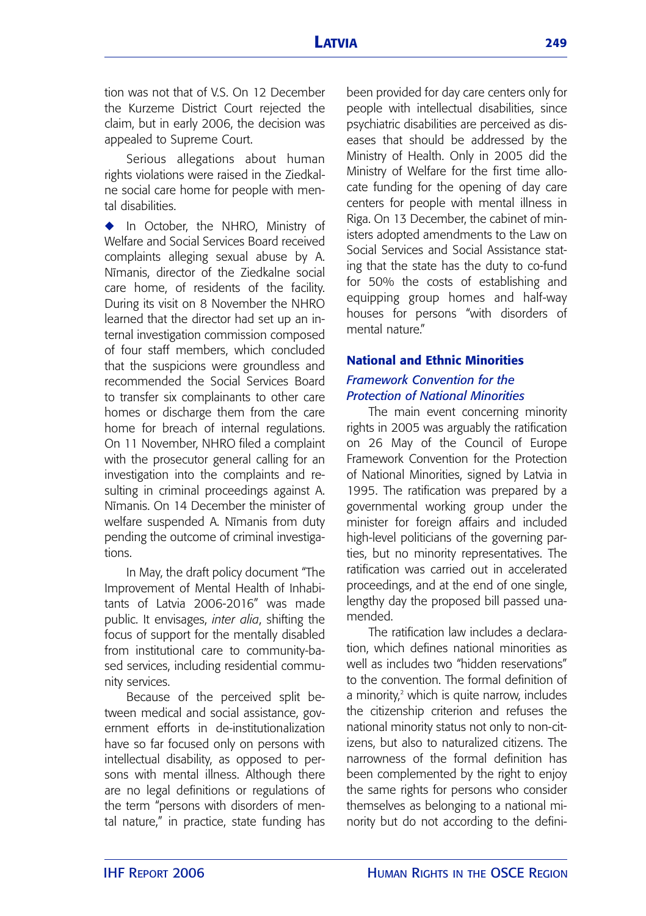tion was not that of V.S. On 12 December the Kurzeme District Court rejected the claim, but in early 2006, the decision was appealed to Supreme Court.

Serious allegations about human rights violations were raised in the Ziedkalne social care home for people with mental disabilities.

◆ In October, the NHRO, Ministry of Welfare and Social Services Board received complaints alleging sexual abuse by A. Nīmanis, director of the Ziedkalne social care home, of residents of the facility. During its visit on 8 November the NHRO learned that the director had set up an internal investigation commission composed of four staff members, which concluded that the suspicions were groundless and recommended the Social Services Board to transfer six complainants to other care homes or discharge them from the care home for breach of internal regulations. On 11 November, NHRO filed a complaint with the prosecutor general calling for an investigation into the complaints and resulting in criminal proceedings against A. Nīmanis. On 14 December the minister of welfare suspended A. Nīmanis from duty pending the outcome of criminal investigations.

In May, the draft policy document "The Improvement of Mental Health of Inhabitants of Latvia 2006-2016" was made public. It envisages, *inter alia*, shifting the focus of support for the mentally disabled from institutional care to community-based services, including residential community services.

Because of the perceived split between medical and social assistance, government efforts in de-institutionalization have so far focused only on persons with intellectual disability, as opposed to persons with mental illness. Although there are no legal definitions or regulations of the term "persons with disorders of mental nature," in practice, state funding has been provided for day care centers only for people with intellectual disabilities, since psychiatric disabilities are perceived as diseases that should be addressed by the Ministry of Health. Only in 2005 did the Ministry of Welfare for the first time allocate funding for the opening of day care centers for people with mental illness in Riga. On 13 December, the cabinet of ministers adopted amendments to the Law on Social Services and Social Assistance stating that the state has the duty to co-fund for 50% the costs of establishing and equipping group homes and half-way houses for persons "with disorders of mental nature."

## National and Ethnic Minorities

### *Framework Convention for the Protection of National Minorities*

The main event concerning minority rights in 2005 was arguably the ratification on 26 May of the Council of Europe Framework Convention for the Protection of National Minorities, signed by Latvia in 1995. The ratification was prepared by a governmental working group under the minister for foreign affairs and included high-level politicians of the governing parties, but no minority representatives. The ratification was carried out in accelerated proceedings, and at the end of one single, lengthy day the proposed bill passed unamended.

The ratification law includes a declaration, which defines national minorities as well as includes two "hidden reservations" to the convention. The formal definition of a minority,[2] which is quite narrow, includes the citizenship criterion and refuses the national minority status not only to non-citizens, but also to naturalized citizens. The narrowness of the formal definition has been complemented by the right to enjoy the same rights for persons who consider themselves as belonging to a national minority but do not according to the defini-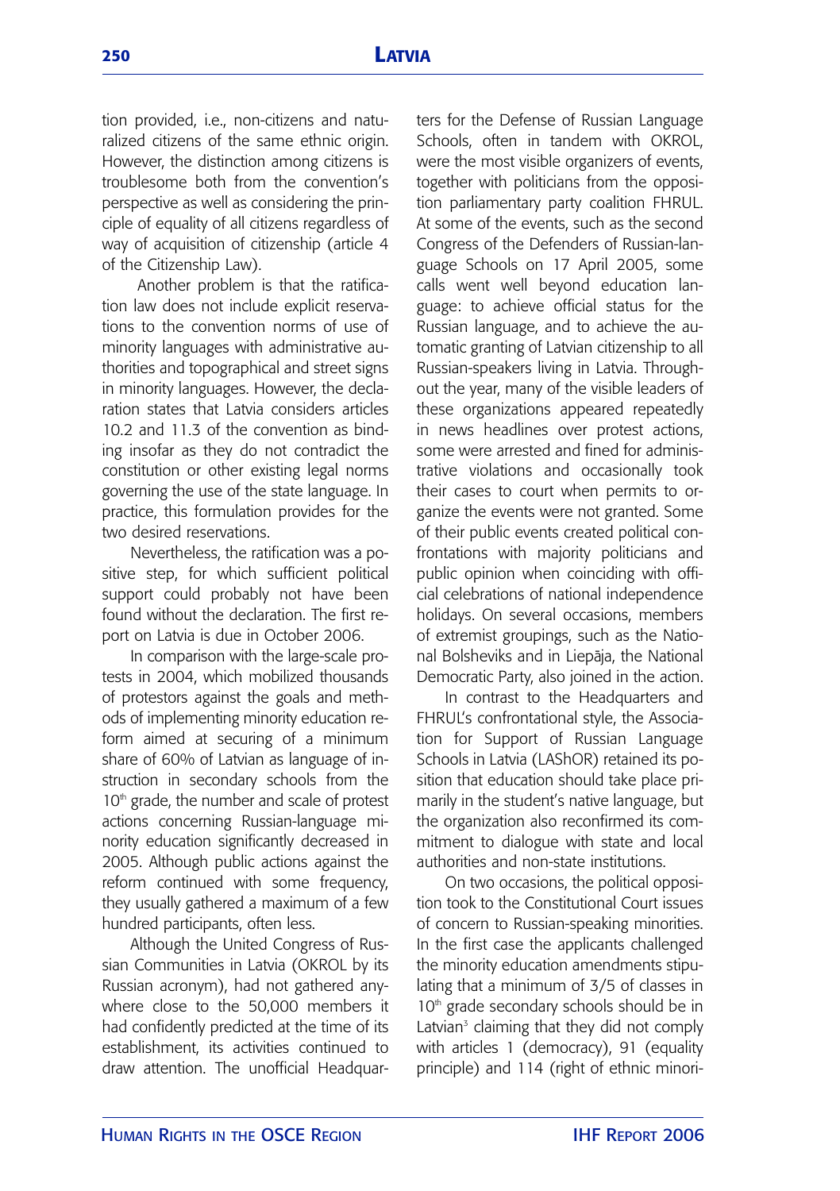tion provided, i.e., non-citizens and naturalized citizens of the same ethnic origin. However, the distinction among citizens is troublesome both from the convention's perspective as well as considering the principle of equality of all citizens regardless of way of acquisition of citizenship (article 4 of the Citizenship Law).

Another problem is that the ratification law does not include explicit reservations to the convention norms of use of minority languages with administrative authorities and topographical and street signs in minority languages. However, the declaration states that Latvia considers articles 10.2 and 11.3 of the convention as binding insofar as they do not contradict the constitution or other existing legal norms governing the use of the state language. In practice, this formulation provides for the two desired reservations.

Nevertheless, the ratification was a positive step, for which sufficient political support could probably not have been found without the declaration. The first report on Latvia is due in October 2006.

In comparison with the large-scale protests in 2004, which mobilized thousands of protestors against the goals and methods of implementing minority education reform aimed at securing of a minimum share of 60% of Latvian as language of instruction in secondary schools from the 10th grade, the number and scale of protest actions concerning Russian-language minority education significantly decreased in 2005. Although public actions against the reform continued with some frequency, they usually gathered a maximum of a few hundred participants, often less.

Although the United Congress of Russian Communities in Latvia (OKROL by its Russian acronym), had not gathered anywhere close to the 50,000 members it had confidently predicted at the time of its establishment, its activities continued to draw attention. The unofficial Headquarters for the Defense of Russian Language Schools, often in tandem with OKROL, were the most visible organizers of events, together with politicians from the opposition parliamentary party coalition FHRUL. At some of the events, such as the second Congress of the Defenders of Russian-language Schools on 17 April 2005, some calls went well beyond education language: to achieve official status for the Russian language, and to achieve the automatic granting of Latvian citizenship to all Russian-speakers living in Latvia. Throughout the year, many of the visible leaders of these organizations appeared repeatedly in news headlines over protest actions, some were arrested and fined for administrative violations and occasionally took their cases to court when permits to organize the events were not granted. Some of their public events created political confrontations with majority politicians and public opinion when coinciding with official celebrations of national independence holidays. On several occasions, members of extremist groupings, such as the National Bolsheviks and in Liepāja, the National Democratic Party, also joined in the action.

In contrast to the Headquarters and FHRUL's confrontational style, the Association for Support of Russian Language Schools in Latvia (LAShOR) retained its position that education should take place primarily in the student's native language, but the organization also reconfirmed its commitment to dialogue with state and local authorities and non-state institutions.

On two occasions, the political opposition took to the Constitutional Court issues of concern to Russian-speaking minorities. In the first case the applicants challenged the minority education amendments stipulating that a minimum of 3/5 of classes in 10th grade secondary schools should be in Latvian[3] claiming that they did not comply with articles 1 (democracy), 91 (equality principle) and 114 (right of ethnic minori-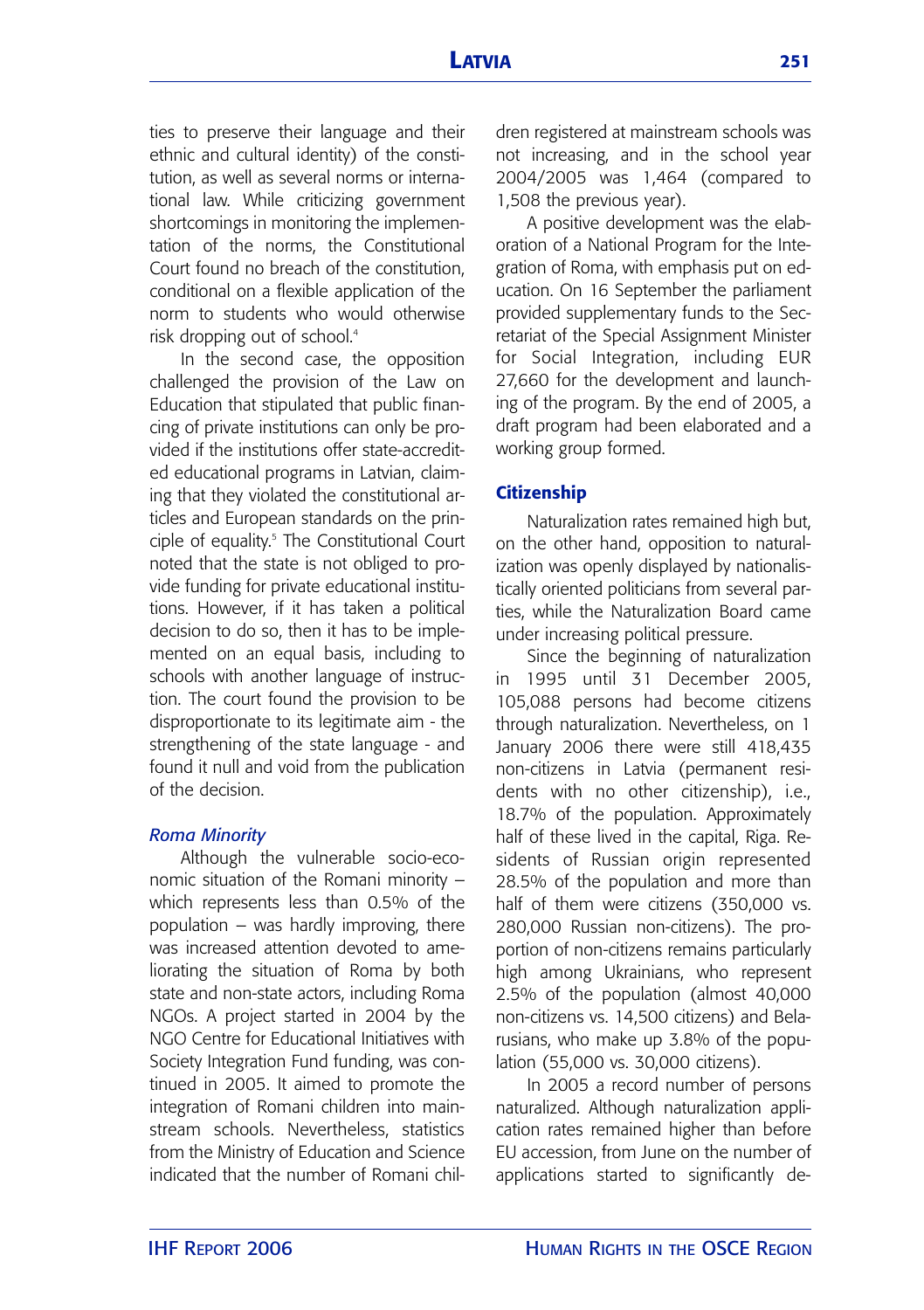ties to preserve their language and their ethnic and cultural identity) of the constitution, as well as several norms or international law. While criticizing government shortcomings in monitoring the implementation of the norms, the Constitutional Court found no breach of the constitution, conditional on a flexible application of the norm to students who would otherwise risk dropping out of school.[4]

In the second case, the opposition challenged the provision of the Law on Education that stipulated that public financing of private institutions can only be provided if the institutions offer state-accredited educational programs in Latvian, claiming that they violated the constitutional articles and European standards on the principle of equality.[5] The Constitutional Court noted that the state is not obliged to provide funding for private educational institutions. However, if it has taken a political decision to do so, then it has to be implemented on an equal basis, including to schools with another language of instruction. The court found the provision to be disproportionate to its legitimate aim - the strengthening of the state language - and found it null and void from the publication of the decision.

### *Roma Minority*

Although the vulnerable socio-economic situation of the Romani minority – which represents less than 0.5% of the population – was hardly improving, there was increased attention devoted to ameliorating the situation of Roma by both state and non-state actors, including Roma NGOs. A project started in 2004 by the NGO Centre for Educational Initiatives with Society Integration Fund funding, was continued in 2005. It aimed to promote the integration of Romani children into mainstream schools. Nevertheless, statistics from the Ministry of Education and Science indicated that the number of Romani children registered at mainstream schools was not increasing, and in the school year 2004/2005 was 1,464 (compared to 1,508 the previous year).

A positive development was the elaboration of a National Program for the Integration of Roma, with emphasis put on education. On 16 September the parliament provided supplementary funds to the Secretariat of the Special Assignment Minister for Social Integration, including EUR 27,660 for the development and launching of the program. By the end of 2005, a draft program had been elaborated and a working group formed.

## Citizenship

Naturalization rates remained high but, on the other hand, opposition to naturalization was openly displayed by nationalistically oriented politicians from several parties, while the Naturalization Board came under increasing political pressure.

Since the beginning of naturalization in 1995 until 31 December 2005, 105,088 persons had become citizens through naturalization. Nevertheless, on 1 January 2006 there were still 418,435 non-citizens in Latvia (permanent residents with no other citizenship), i.e., 18.7% of the population. Approximately half of these lived in the capital, Riga. Residents of Russian origin represented 28.5% of the population and more than half of them were citizens (350,000 vs. 280,000 Russian non-citizens). The proportion of non-citizens remains particularly high among Ukrainians, who represent 2.5% of the population (almost 40,000 non-citizens vs. 14,500 citizens) and Belarusians, who make up 3.8% of the population (55,000 vs. 30,000 citizens).

In 2005 a record number of persons naturalized. Although naturalization application rates remained higher than before EU accession, from June on the number of applications started to significantly de-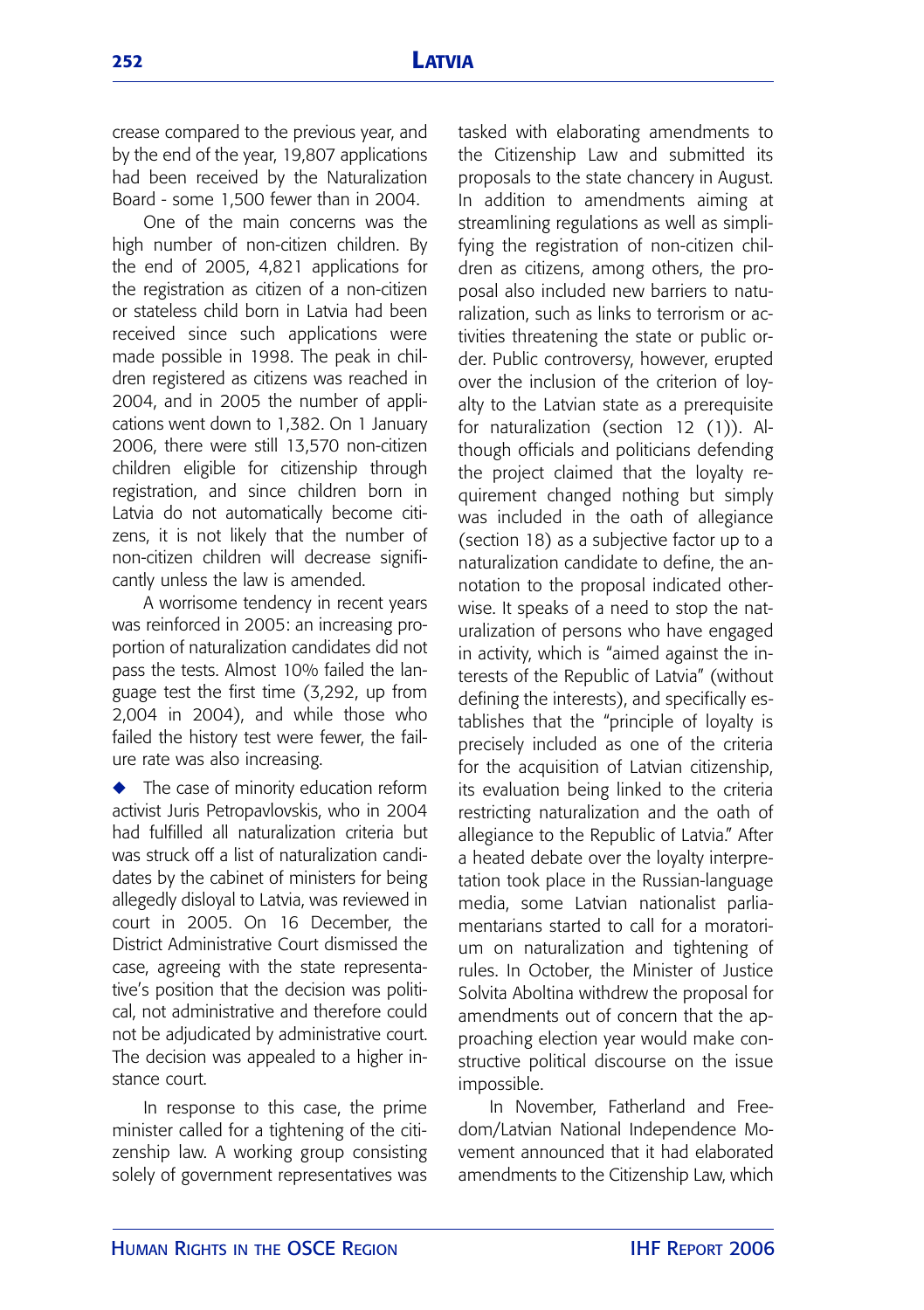crease compared to the previous year, and by the end of the year, 19,807 applications had been received by the Naturalization Board - some 1,500 fewer than in 2004.

One of the main concerns was the high number of non-citizen children. By the end of 2005, 4,821 applications for the registration as citizen of a non-citizen or stateless child born in Latvia had been received since such applications were made possible in 1998. The peak in children registered as citizens was reached in 2004, and in 2005 the number of applications went down to 1,382. On 1 January 2006, there were still 13,570 non-citizen children eligible for citizenship through registration, and since children born in Latvia do not automatically become citizens, it is not likely that the number of non-citizen children will decrease significantly unless the law is amended.

A worrisome tendency in recent years was reinforced in 2005: an increasing proportion of naturalization candidates did not pass the tests. Almost 10% failed the language test the first time (3,292, up from 2,004 in 2004), and while those who failed the history test were fewer, the failure rate was also increasing.

◆ The case of minority education reform activist Juris Petropavlovskis, who in 2004 had fulfilled all naturalization criteria but was struck off a list of naturalization candidates by the cabinet of ministers for being allegedly disloyal to Latvia, was reviewed in court in 2005. On 16 December, the District Administrative Court dismissed the case, agreeing with the state representative's position that the decision was political, not administrative and therefore could not be adjudicated by administrative court. The decision was appealed to a higher instance court.

In response to this case, the prime minister called for a tightening of the citizenship law. A working group consisting solely of government representatives was tasked with elaborating amendments to the Citizenship Law and submitted its proposals to the state chancery in August. In addition to amendments aiming at streamlining regulations as well as simplifying the registration of non-citizen children as citizens, among others, the proposal also included new barriers to naturalization, such as links to terrorism or activities threatening the state or public order. Public controversy, however, erupted over the inclusion of the criterion of loyalty to the Latvian state as a prerequisite for naturalization (section 12 (1)). Although officials and politicians defending the project claimed that the loyalty requirement changed nothing but simply was included in the oath of allegiance (section 18) as a subjective factor up to a naturalization candidate to define, the annotation to the proposal indicated otherwise. It speaks of a need to stop the naturalization of persons who have engaged in activity, which is "aimed against the interests of the Republic of Latvia" (without defining the interests), and specifically establishes that the "principle of loyalty is precisely included as one of the criteria for the acquisition of Latvian citizenship, its evaluation being linked to the criteria restricting naturalization and the oath of allegiance to the Republic of Latvia." After a heated debate over the loyalty interpretation took place in the Russian-language media, some Latvian nationalist parliamentarians started to call for a moratorium on naturalization and tightening of rules. In October, the Minister of Justice Solvita Aboltina withdrew the proposal for amendments out of concern that the approaching election year would make constructive political discourse on the issue impossible.

In November, Fatherland and Freedom/Latvian National Independence Movement announced that it had elaborated amendments to the Citizenship Law, which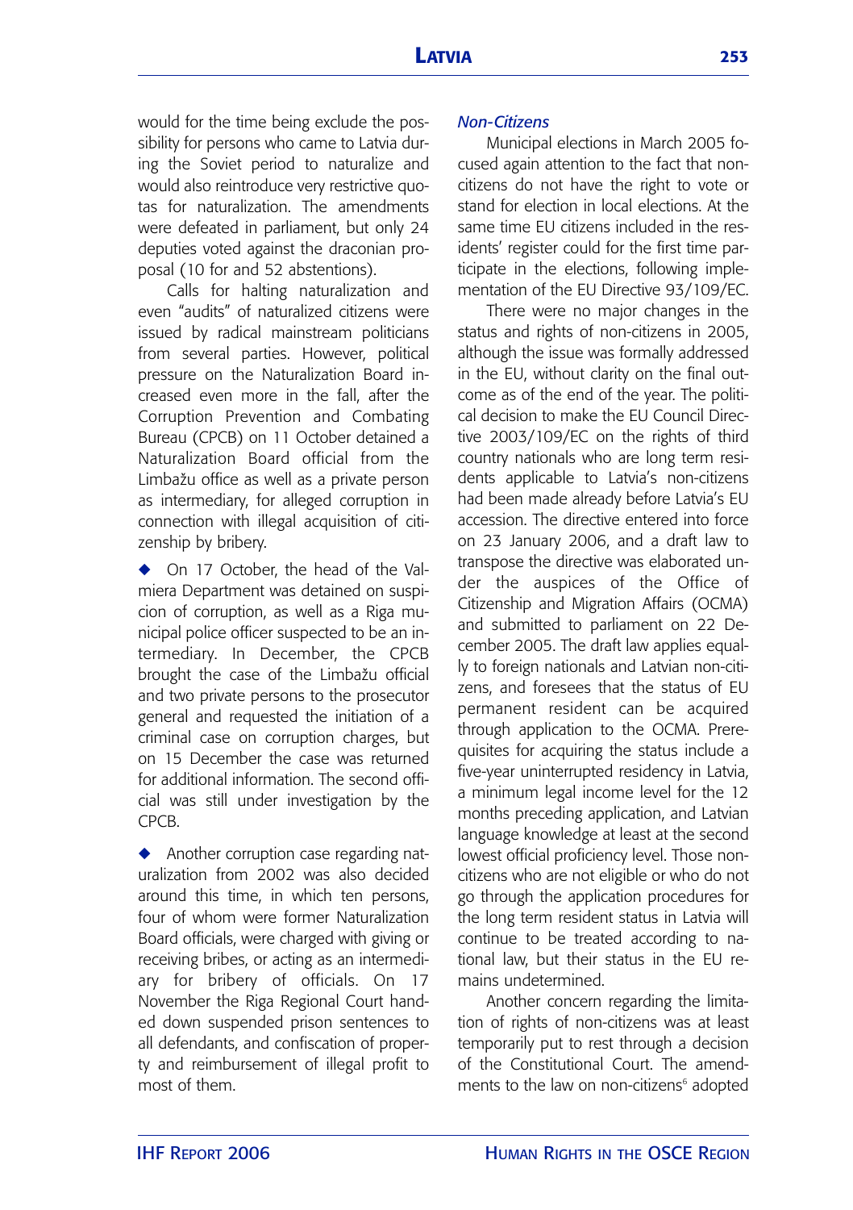would for the time being exclude the possibility for persons who came to Latvia during the Soviet period to naturalize and would also reintroduce very restrictive quotas for naturalization. The amendments were defeated in parliament, but only 24 deputies voted against the draconian proposal (10 for and 52 abstentions).

Calls for halting naturalization and even "audits" of naturalized citizens were issued by radical mainstream politicians from several parties. However, political pressure on the Naturalization Board increased even more in the fall, after the Corruption Prevention and Combating Bureau (CPCB) on 11 October detained a Naturalization Board official from the Limbažu office as well as a private person as intermediary, for alleged corruption in connection with illegal acquisition of citizenship by bribery.

- On 17 October, the head of the Valmiera Department was detained on suspicion of corruption, as well as a Riga municipal police officer suspected to be an intermediary. In December, the CPCB brought the case of the Limbažu official and two private persons to the prosecutor general and requested the initiation of a criminal case on corruption charges, but on 15 December the case was returned for additional information. The second official was still under investigation by the CPCB.

- Another corruption case regarding naturalization from 2002 was also decided around this time, in which ten persons, four of whom were former Naturalization Board officials, were charged with giving or receiving bribes, or acting as an intermediary for bribery of officials. On 17 November the Riga Regional Court handed down suspended prison sentences to all defendants, and confiscation of property and reimbursement of illegal profit to most of them.

*Non-Citizens*

Municipal elections in March 2005 focused again attention to the fact that non-citizens do not have the right to vote or stand for election in local elections. At the same time EU citizens included in the residents' register could for the first time participate in the elections, following implementation of the EU Directive 93/109/EC.

There were no major changes in the status and rights of non-citizens in 2005, although the issue was formally addressed in the EU, without clarity on the final outcome as of the end of the year. The political decision to make the EU Council Directive 2003/109/EC on the rights of third country nationals who are long term residents applicable to Latvia's non-citizens had been made already before Latvia's EU accession. The directive entered into force on 23 January 2006, and a draft law to transpose the directive was elaborated under the auspices of the Office of Citizenship and Migration Affairs (OCMA) and submitted to parliament on 22 December 2005. The draft law applies equally to foreign nationals and Latvian non-citizens, and foresees that the status of EU permanent resident can be acquired through application to the OCMA. Prerequisites for acquiring the status include a five-year uninterrupted residency in Latvia, a minimum legal income level for the 12 months preceding application, and Latvian language knowledge at least at the second lowest official proficiency level. Those non-citizens who are not eligible or who do not go through the application procedures for the long term resident status in Latvia will continue to be treated according to national law, but their status in the EU remains undetermined.

Another concern regarding the limitation of rights of non-citizens was at least temporarily put to rest through a decision of the Constitutional Court. The amendments to the law on non-citizens[6] adopted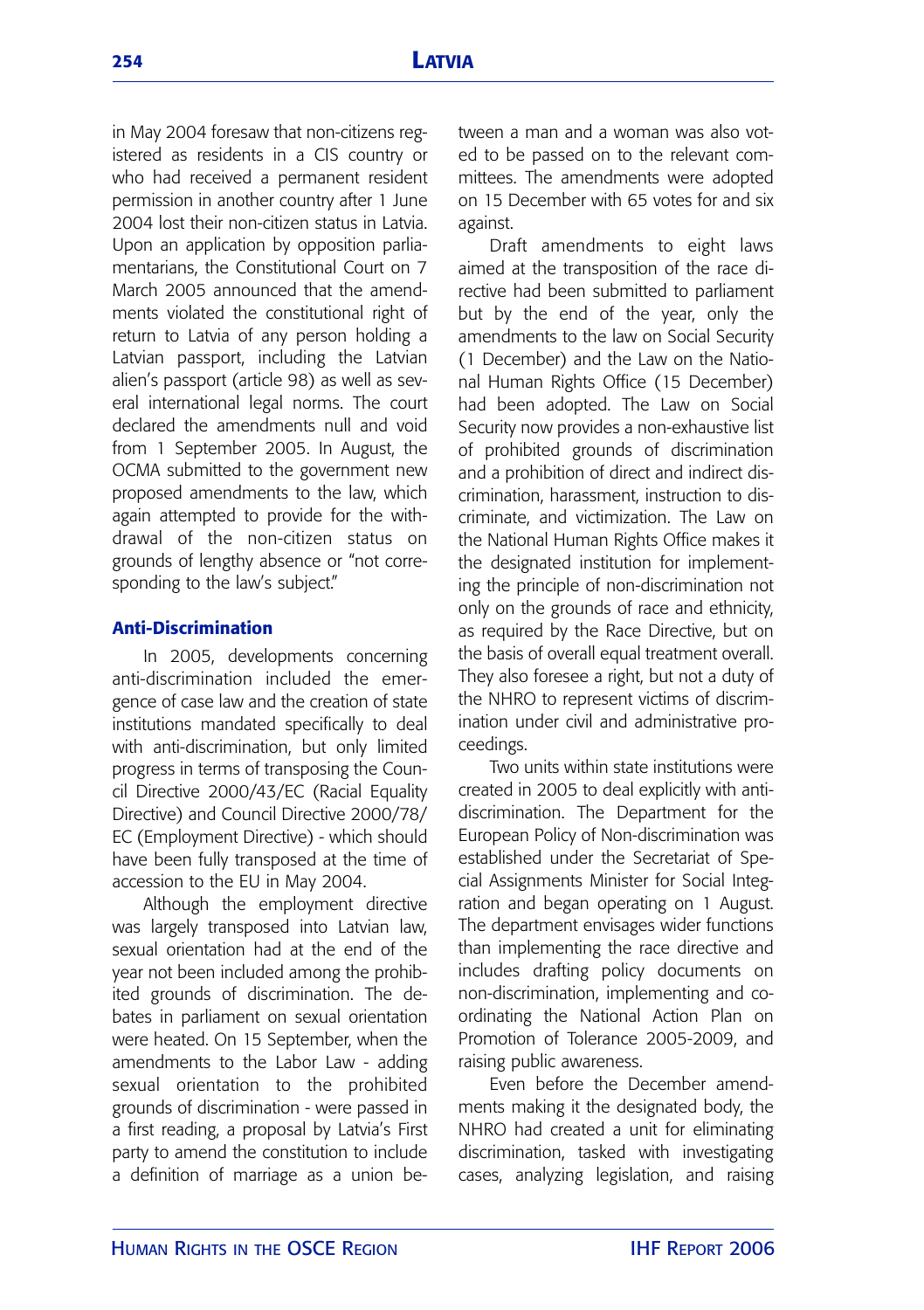in May 2004 foresaw that non-citizens registered as residents in a CIS country or who had received a permanent resident permission in another country after 1 June 2004 lost their non-citizen status in Latvia. Upon an application by opposition parliamentarians, the Constitutional Court on 7 March 2005 announced that the amendments violated the constitutional right of return to Latvia of any person holding a Latvian passport, including the Latvian alien's passport (article 98) as well as several international legal norms. The court declared the amendments null and void from 1 September 2005. In August, the OCMA submitted to the government new proposed amendments to the law, which again attempted to provide for the withdrawal of the non-citizen status on grounds of lengthy absence or "not corresponding to the law's subject."

### Anti-Discrimination

In 2005, developments concerning anti-discrimination included the emergence of case law and the creation of state institutions mandated specifically to deal with anti-discrimination, but only limited progress in terms of transposing the Council Directive 2000/43/EC (Racial Equality Directive) and Council Directive 2000/78/EC (Employment Directive) - which should have been fully transposed at the time of accession to the EU in May 2004.

Although the employment directive was largely transposed into Latvian law, sexual orientation had at the end of the year not been included among the prohibited grounds of discrimination. The debates in parliament on sexual orientation were heated. On 15 September, when the amendments to the Labor Law - adding sexual orientation to the prohibited grounds of discrimination - were passed in a first reading, a proposal by Latvia's First party to amend the constitution to include a definition of marriage as a union between a man and a woman was also voted to be passed on to the relevant committees. The amendments were adopted on 15 December with 65 votes for and six against.

Draft amendments to eight laws aimed at the transposition of the race directive had been submitted to parliament but by the end of the year, only the amendments to the law on Social Security (1 December) and the Law on the National Human Rights Office (15 December) had been adopted. The Law on Social Security now provides a non-exhaustive list of prohibited grounds of discrimination and a prohibition of direct and indirect discrimination, harassment, instruction to discriminate, and victimization. The Law on the National Human Rights Office makes it the designated institution for implementing the principle of non-discrimination not only on the grounds of race and ethnicity, as required by the Race Directive, but on the basis of overall equal treatment overall. They also foresee a right, but not a duty of the NHRO to represent victims of discrimination under civil and administrative proceedings.

Two units within state institutions were created in 2005 to deal explicitly with anti-discrimination. The Department for the European Policy of Non-discrimination was established under the Secretariat of Special Assignments Minister for Social Integration and began operating on 1 August. The department envisages wider functions than implementing the race directive and includes drafting policy documents on non-discrimination, implementing and coordinating the National Action Plan on Promotion of Tolerance 2005-2009, and raising public awareness.

Even before the December amendments making it the designated body, the NHRO had created a unit for eliminating discrimination, tasked with investigating cases, analyzing legislation, and raising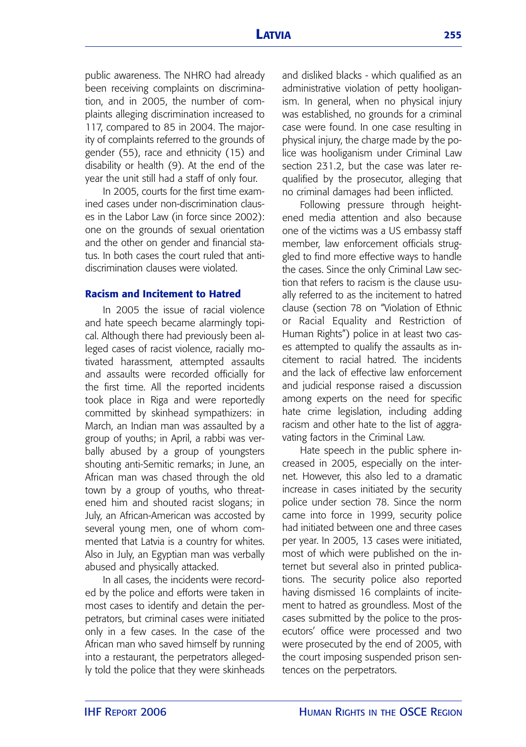public awareness. The NHRO had already been receiving complaints on discrimination, and in 2005, the number of complaints alleging discrimination increased to 117, compared to 85 in 2004. The majority of complaints referred to the grounds of gender (55), race and ethnicity (15) and disability or health (9). At the end of the year the unit still had a staff of only four.

In 2005, courts for the first time examined cases under non-discrimination clauses in the Labor Law (in force since 2002): one on the grounds of sexual orientation and the other on gender and financial status. In both cases the court ruled that anti-discrimination clauses were violated.

### Racism and Incitement to Hatred

In 2005 the issue of racial violence and hate speech became alarmingly topical. Although there had previously been alleged cases of racist violence, racially motivated harassment, attempted assaults and assaults were recorded officially for the first time. All the reported incidents took place in Riga and were reportedly committed by skinhead sympathizers: in March, an Indian man was assaulted by a group of youths; in April, a rabbi was verbally abused by a group of youngsters shouting anti-Semitic remarks; in June, an African man was chased through the old town by a group of youths, who threatened him and shouted racist slogans; in July, an African-American was accosted by several young men, one of whom commented that Latvia is a country for whites. Also in July, an Egyptian man was verbally abused and physically attacked.

In all cases, the incidents were recorded by the police and efforts were taken in most cases to identify and detain the perpetrators, but criminal cases were initiated only in a few cases. In the case of the African man who saved himself by running into a restaurant, the perpetrators allegedly told the police that they were skinheads and disliked blacks - which qualified as an administrative violation of petty hooliganism. In general, when no physical injury was established, no grounds for a criminal case were found. In one case resulting in physical injury, the charge made by the police was hooliganism under Criminal Law section 231.2, but the case was later requalified by the prosecutor, alleging that no criminal damages had been inflicted.

Following pressure through heightened media attention and also because one of the victims was a US embassy staff member, law enforcement officials struggled to find more effective ways to handle the cases. Since the only Criminal Law section that refers to racism is the clause usually referred to as the incitement to hatred clause (section 78 on "Violation of Ethnic or Racial Equality and Restriction of Human Rights") police in at least two cases attempted to qualify the assaults as incitement to racial hatred. The incidents and the lack of effective law enforcement and judicial response raised a discussion among experts on the need for specific hate crime legislation, including adding racism and other hate to the list of aggravating factors in the Criminal Law.

Hate speech in the public sphere increased in 2005, especially on the internet. However, this also led to a dramatic increase in cases initiated by the security police under section 78. Since the norm came into force in 1999, security police had initiated between one and three cases per year. In 2005, 13 cases were initiated, most of which were published on the internet but several also in printed publications. The security police also reported having dismissed 16 complaints of incitement to hatred as groundless. Most of the cases submitted by the police to the prosecutors' office were processed and two were prosecuted by the end of 2005, with the court imposing suspended prison sentences on the perpetrators.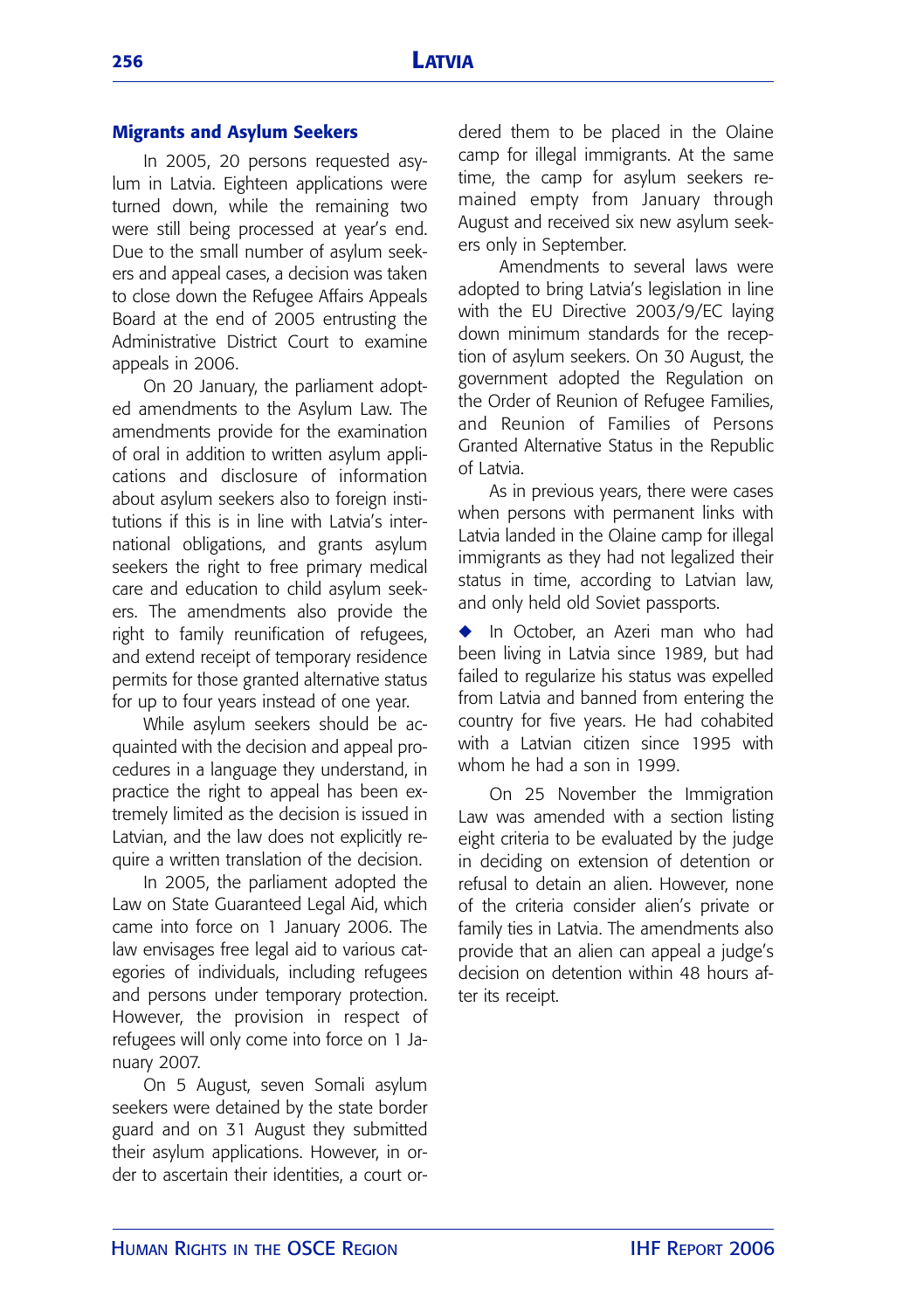## Migrants and Asylum Seekers

In 2005, 20 persons requested asylum in Latvia. Eighteen applications were turned down, while the remaining two were still being processed at year's end. Due to the small number of asylum seekers and appeal cases, a decision was taken to close down the Refugee Affairs Appeals Board at the end of 2005 entrusting the Administrative District Court to examine appeals in 2006.

On 20 January, the parliament adopted amendments to the Asylum Law. The amendments provide for the examination of oral in addition to written asylum applications and disclosure of information about asylum seekers also to foreign institutions if this is in line with Latvia's international obligations, and grants asylum seekers the right to free primary medical care and education to child asylum seekers. The amendments also provide the right to family reunification of refugees, and extend receipt of temporary residence permits for those granted alternative status for up to four years instead of one year.

While asylum seekers should be acquainted with the decision and appeal procedures in a language they understand, in practice the right to appeal has been extremely limited as the decision is issued in Latvian, and the law does not explicitly require a written translation of the decision.

In 2005, the parliament adopted the Law on State Guaranteed Legal Aid, which came into force on 1 January 2006. The law envisages free legal aid to various categories of individuals, including refugees and persons under temporary protection. However, the provision in respect of refugees will only come into force on 1 January 2007.

On 5 August, seven Somali asylum seekers were detained by the state border guard and on 31 August they submitted their asylum applications. However, in order to ascertain their identities, a court ordered them to be placed in the Olaine camp for illegal immigrants. At the same time, the camp for asylum seekers remained empty from January through August and received six new asylum seekers only in September.

Amendments to several laws were adopted to bring Latvia's legislation in line with the EU Directive 2003/9/EC laying down minimum standards for the reception of asylum seekers. On 30 August, the government adopted the Regulation on the Order of Reunion of Refugee Families, and Reunion of Families of Persons Granted Alternative Status in the Republic of Latvia.

As in previous years, there were cases when persons with permanent links with Latvia landed in the Olaine camp for illegal immigrants as they had not legalized their status in time, according to Latvian law, and only held old Soviet passports.

- In October, an Azeri man who had been living in Latvia since 1989, but had failed to regularize his status was expelled from Latvia and banned from entering the country for five years. He had cohabited with a Latvian citizen since 1995 with whom he had a son in 1999.

On 25 November the Immigration Law was amended with a section listing eight criteria to be evaluated by the judge in deciding on extension of detention or refusal to detain an alien. However, none of the criteria consider alien's private or family ties in Latvia. The amendments also provide that an alien can appeal a judge's decision on detention within 48 hours after its receipt.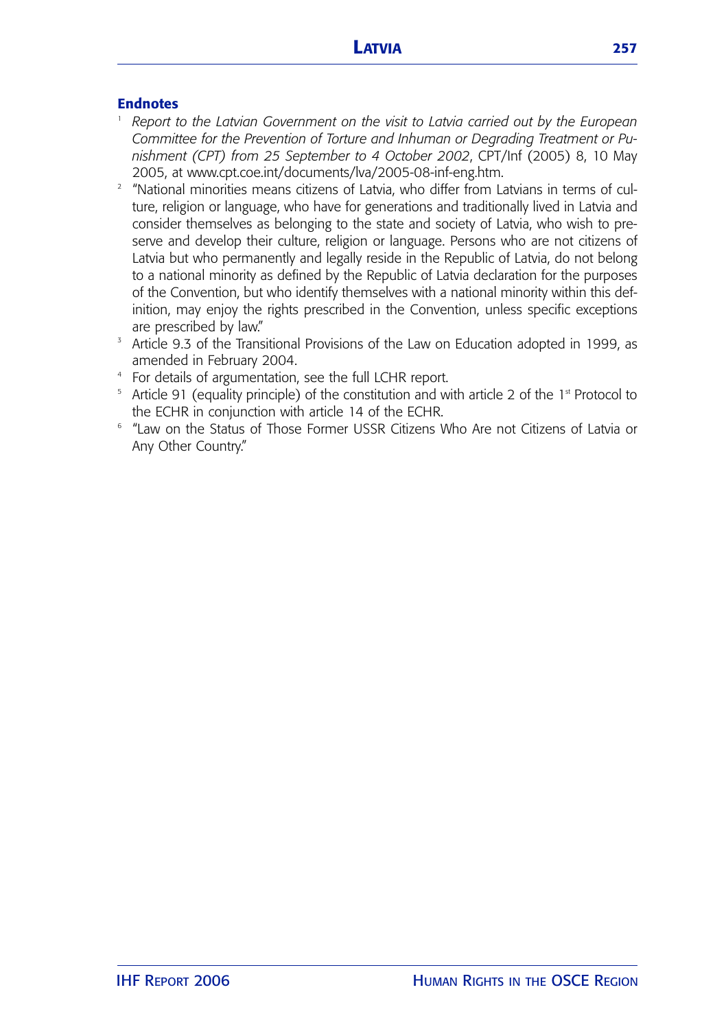## Endnotes

1. *Report to the Latvian Government on the visit to Latvia carried out by the European Committee for the Prevention of Torture and Inhuman or Degrading Treatment or Punishment (CPT) from 25 September to 4 October 2002*, CPT/Inf (2005) 8, 10 May 2005, at www.cpt.coe.int/documents/lva/2005-08-inf-eng.htm.
2. "National minorities means citizens of Latvia, who differ from Latvians in terms of culture, religion or language, who have for generations and traditionally lived in Latvia and consider themselves as belonging to the state and society of Latvia, who wish to preserve and develop their culture, religion or language. Persons who are not citizens of Latvia but who permanently and legally reside in the Republic of Latvia, do not belong to a national minority as defined by the Republic of Latvia declaration for the purposes of the Convention, but who identify themselves with a national minority within this definition, may enjoy the rights prescribed in the Convention, unless specific exceptions are prescribed by law."
3. Article 9.3 of the Transitional Provisions of the Law on Education adopted in 1999, as amended in February 2004.
4. For details of argumentation, see the full LCHR report.
5. Article 91 (equality principle) of the constitution and with article 2 of the 1st Protocol to the ECHR in conjunction with article 14 of the ECHR.
6. "Law on the Status of Those Former USSR Citizens Who Are not Citizens of Latvia or Any Other Country."